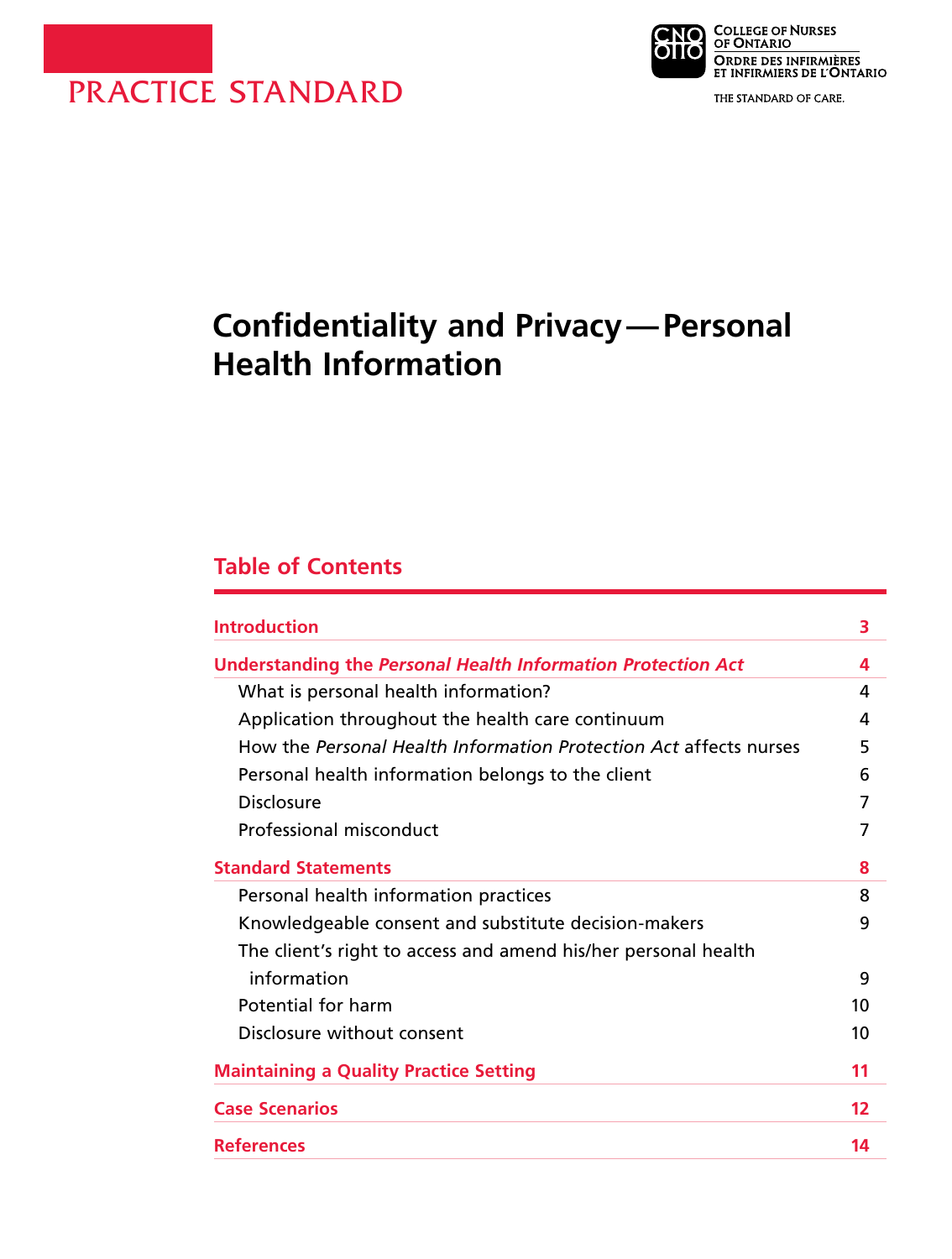PRACTICE STANDARD

College of Nurses of Ontario
Ordre des infirmières et infirmiers de l'Ontario

THE STANDARD OF CARE.

# Confidentiality and Privacy — Personal Health Information

## Table of Contents

| | |
|---|---|
| **Introduction** | **3** |
| **Understanding the *Personal Health Information Protection Act*** | **4** |
| What is personal health information? | 4 |
| Application throughout the health care continuum | 4 |
| How the *Personal Health Information Protection Act* affects nurses | 5 |
| Personal health information belongs to the client | 6 |
| Disclosure | 7 |
| Professional misconduct | 7 |
| **Standard Statements** | **8** |
| Personal health information practices | 8 |
| Knowledgeable consent and substitute decision-makers | 9 |
| The client's right to access and amend his/her personal health information | 9 |
| Potential for harm | 10 |
| Disclosure without consent | 10 |
| **Maintaining a Quality Practice Setting** | **11** |
| **Case Scenarios** | **12** |
| **References** | **14** |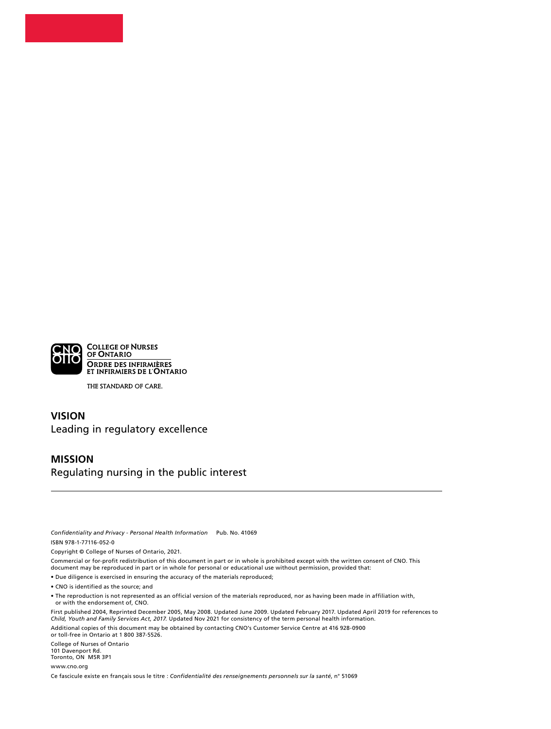COLLEGE OF NURSES OF ONTARIO

ORDRE DES INFIRMIÈRES ET INFIRMIERS DE L'ONTARIO

THE STANDARD OF CARE.

## VISION

Leading in regulatory excellence

## MISSION

Regulating nursing in the public interest

---

*Confidentiality and Privacy - Personal Health Information* Pub. No. 41069

ISBN 978-1-77116-052-0

Copyright © College of Nurses of Ontario, 2021.

Commercial or for-profit redistribution of this document in part or in whole is prohibited except with the written consent of CNO. This document may be reproduced in part or in whole for personal or educational use without permission, provided that:

- Due diligence is exercised in ensuring the accuracy of the materials reproduced;
- CNO is identified as the source; and
- The reproduction is not represented as an official version of the materials reproduced, nor as having been made in affiliation with, or with the endorsement of, CNO.

First published 2004, Reprinted December 2005, May 2008. Updated June 2009. Updated February 2017. Updated April 2019 for references to *Child, Youth and Family Services Act, 2017.* Updated Nov 2021 for consistency of the term personal health information.

Additional copies of this document may be obtained by contacting CNO's Customer Service Centre at 416 928-0900 or toll-free in Ontario at 1 800 387-5526.

College of Nurses of Ontario
101 Davenport Rd.
Toronto, ON M5R 3P1

www.cno.org

Ce fascicule existe en français sous le titre : *Confidentialité des renseignements personnels sur la santé*, n° 51069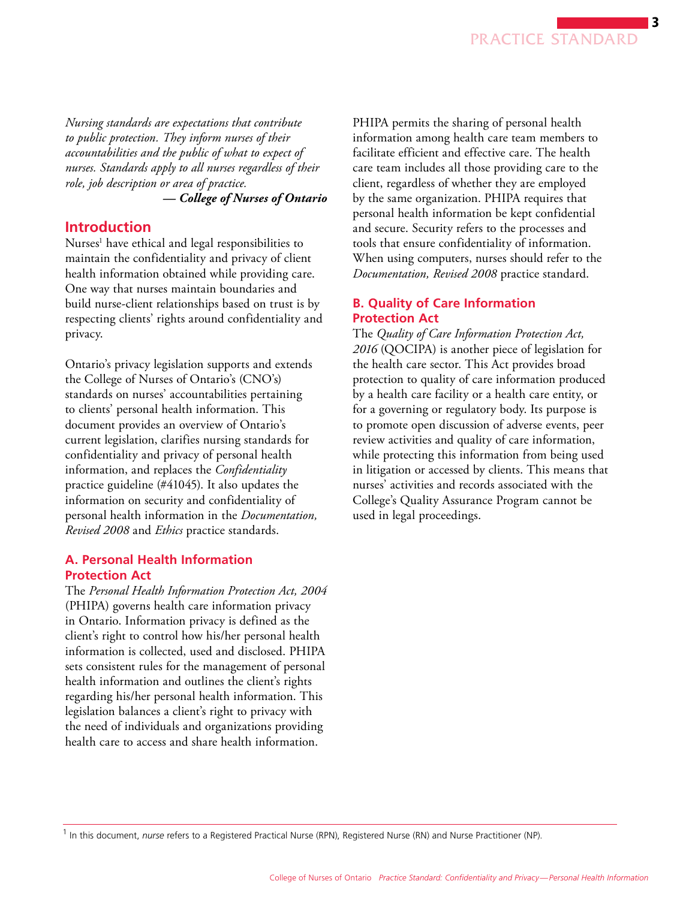*Nursing standards are expectations that contribute to public protection. They inform nurses of their accountabilities and the public of what to expect of nurses. Standards apply to all nurses regardless of their role, job description or area of practice.*

***— College of Nurses of Ontario***

## Introduction

Nurses[1] have ethical and legal responsibilities to maintain the confidentiality and privacy of client health information obtained while providing care. One way that nurses maintain boundaries and build nurse-client relationships based on trust is by respecting clients' rights around confidentiality and privacy.

Ontario's privacy legislation supports and extends the College of Nurses of Ontario's (CNO's) standards on nurses' accountabilities pertaining to clients' personal health information. This document provides an overview of Ontario's current legislation, clarifies nursing standards for confidentiality and privacy of personal health information, and replaces the *Confidentiality* practice guideline (#41045). It also updates the information on security and confidentiality of personal health information in the *Documentation, Revised 2008* and *Ethics* practice standards.

### A. Personal Health Information Protection Act

The *Personal Health Information Protection Act, 2004* (PHIPA) governs health care information privacy in Ontario. Information privacy is defined as the client's right to control how his/her personal health information is collected, used and disclosed. PHIPA sets consistent rules for the management of personal health information and outlines the client's rights regarding his/her personal health information. This legislation balances a client's right to privacy with the need of individuals and organizations providing health care to access and share health information.

PHIPA permits the sharing of personal health information among health care team members to facilitate efficient and effective care. The health care team includes all those providing care to the client, regardless of whether they are employed by the same organization. PHIPA requires that personal health information be kept confidential and secure. Security refers to the processes and tools that ensure confidentiality of information. When using computers, nurses should refer to the *Documentation, Revised 2008* practice standard.

### B. Quality of Care Information Protection Act

The *Quality of Care Information Protection Act, 2016* (QOCIPA) is another piece of legislation for the health care sector. This Act provides broad protection to quality of care information produced by a health care facility or a health care entity, or for a governing or regulatory body. Its purpose is to promote open discussion of adverse events, peer review activities and quality of care information, while protecting this information from being used in litigation or accessed by clients. This means that nurses' activities and records associated with the College's Quality Assurance Program cannot be used in legal proceedings.

[1] In this document, *nurse* refers to a Registered Practical Nurse (RPN), Registered Nurse (RN) and Nurse Practitioner (NP).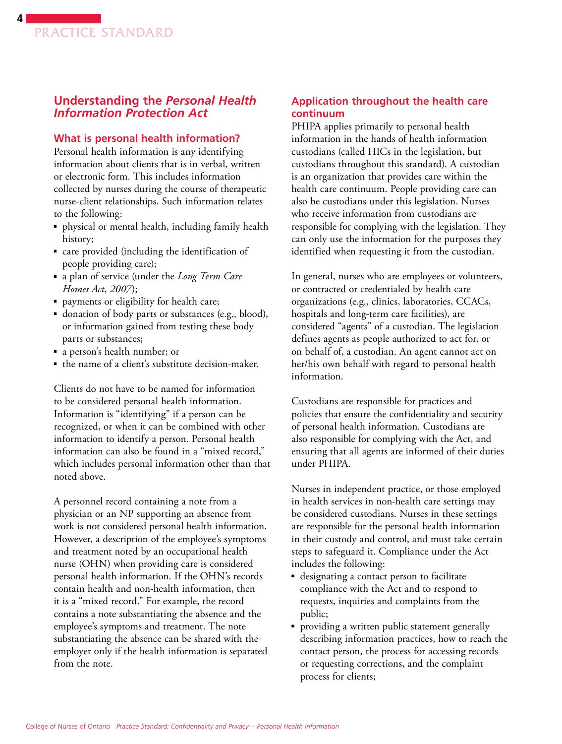## Understanding the *Personal Health Information Protection Act*

### What is personal health information?

Personal health information is any identifying information about clients that is in verbal, written or electronic form. This includes information collected by nurses during the course of therapeutic nurse-client relationships. Such information relates to the following:

- physical or mental health, including family health history;
- care provided (including the identification of people providing care);
- a plan of service (under the *Long Term Care Homes Act*, *2007*);
- payments or eligibility for health care;
- donation of body parts or substances (e.g., blood), or information gained from testing these body parts or substances;
- a person's health number; or
- the name of a client's substitute decision-maker.

Clients do not have to be named for information to be considered personal health information. Information is "identifying" if a person can be recognized, or when it can be combined with other information to identify a person. Personal health information can also be found in a "mixed record," which includes personal information other than that noted above.

A personnel record containing a note from a physician or an NP supporting an absence from work is not considered personal health information. However, a description of the employee's symptoms and treatment noted by an occupational health nurse (OHN) when providing care is considered personal health information. If the OHN's records contain health and non-health information, then it is a "mixed record." For example, the record contains a note substantiating the absence and the employee's symptoms and treatment. The note substantiating the absence can be shared with the employer only if the health information is separated from the note.

### Application throughout the health care continuum

PHIPA applies primarily to personal health information in the hands of health information custodians (called HICs in the legislation, but custodians throughout this standard). A custodian is an organization that provides care within the health care continuum. People providing care can also be custodians under this legislation. Nurses who receive information from custodians are responsible for complying with the legislation. They can only use the information for the purposes they identified when requesting it from the custodian.

In general, nurses who are employees or volunteers, or contracted or credentialed by health care organizations (e.g., clinics, laboratories, CCACs, hospitals and long-term care facilities), are considered "agents" of a custodian. The legislation defines agents as people authorized to act for, or on behalf of, a custodian. An agent cannot act on her/his own behalf with regard to personal health information.

Custodians are responsible for practices and policies that ensure the confidentiality and security of personal health information. Custodians are also responsible for complying with the Act, and ensuring that all agents are informed of their duties under PHIPA.

Nurses in independent practice, or those employed in health services in non-health care settings may be considered custodians. Nurses in these settings are responsible for the personal health information in their custody and control, and must take certain steps to safeguard it. Compliance under the Act includes the following:

- designating a contact person to facilitate compliance with the Act and to respond to requests, inquiries and complaints from the public;
- providing a written public statement generally describing information practices, how to reach the contact person, the process for accessing records or requesting corrections, and the complaint process for clients;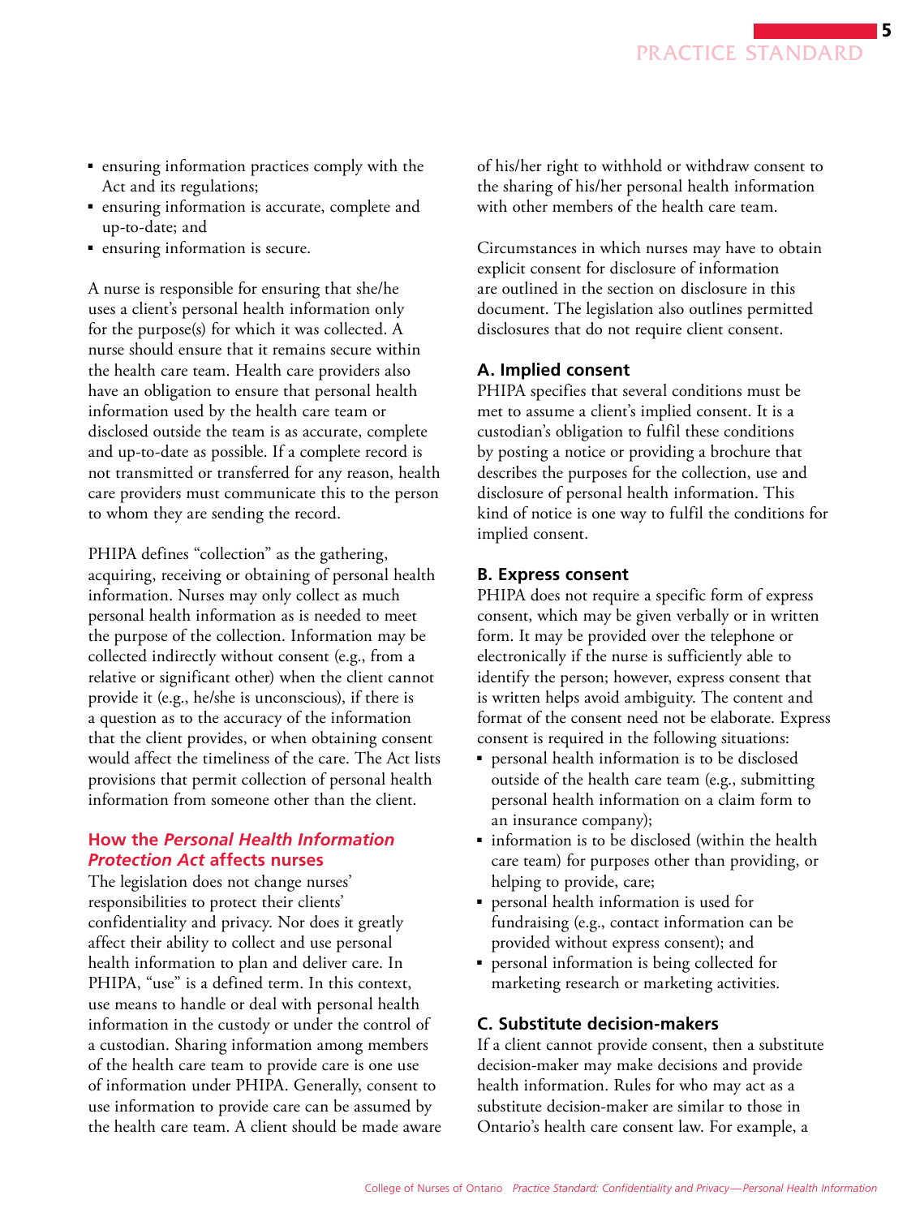- ensuring information practices comply with the Act and its regulations;
- ensuring information is accurate, complete and up-to-date; and
- ensuring information is secure.

A nurse is responsible for ensuring that she/he uses a client's personal health information only for the purpose(s) for which it was collected. A nurse should ensure that it remains secure within the health care team. Health care providers also have an obligation to ensure that personal health information used by the health care team or disclosed outside the team is as accurate, complete and up-to-date as possible. If a complete record is not transmitted or transferred for any reason, health care providers must communicate this to the person to whom they are sending the record.

PHIPA defines "collection" as the gathering, acquiring, receiving or obtaining of personal health information. Nurses may only collect as much personal health information as is needed to meet the purpose of the collection. Information may be collected indirectly without consent (e.g., from a relative or significant other) when the client cannot provide it (e.g., he/she is unconscious), if there is a question as to the accuracy of the information that the client provides, or when obtaining consent would affect the timeliness of the care. The Act lists provisions that permit collection of personal health information from someone other than the client.

## How the *Personal Health Information Protection Act* affects nurses

The legislation does not change nurses' responsibilities to protect their clients' confidentiality and privacy. Nor does it greatly affect their ability to collect and use personal health information to plan and deliver care. In PHIPA, "use" is a defined term. In this context, use means to handle or deal with personal health information in the custody or under the control of a custodian. Sharing information among members of the health care team to provide care is one use of information under PHIPA. Generally, consent to use information to provide care can be assumed by the health care team. A client should be made aware of his/her right to withhold or withdraw consent to the sharing of his/her personal health information with other members of the health care team.

Circumstances in which nurses may have to obtain explicit consent for disclosure of information are outlined in the section on disclosure in this document. The legislation also outlines permitted disclosures that do not require client consent.

### A. Implied consent

PHIPA specifies that several conditions must be met to assume a client's implied consent. It is a custodian's obligation to fulfil these conditions by posting a notice or providing a brochure that describes the purposes for the collection, use and disclosure of personal health information. This kind of notice is one way to fulfil the conditions for implied consent.

### B. Express consent

PHIPA does not require a specific form of express consent, which may be given verbally or in written form. It may be provided over the telephone or electronically if the nurse is sufficiently able to identify the person; however, express consent that is written helps avoid ambiguity. The content and format of the consent need not be elaborate. Express consent is required in the following situations:

- personal health information is to be disclosed outside of the health care team (e.g., submitting personal health information on a claim form to an insurance company);
- information is to be disclosed (within the health care team) for purposes other than providing, or helping to provide, care;
- personal health information is used for fundraising (e.g., contact information can be provided without express consent); and
- personal information is being collected for marketing research or marketing activities.

### C. Substitute decision-makers

If a client cannot provide consent, then a substitute decision-maker may make decisions and provide health information. Rules for who may act as a substitute decision-maker are similar to those in Ontario's health care consent law. For example, a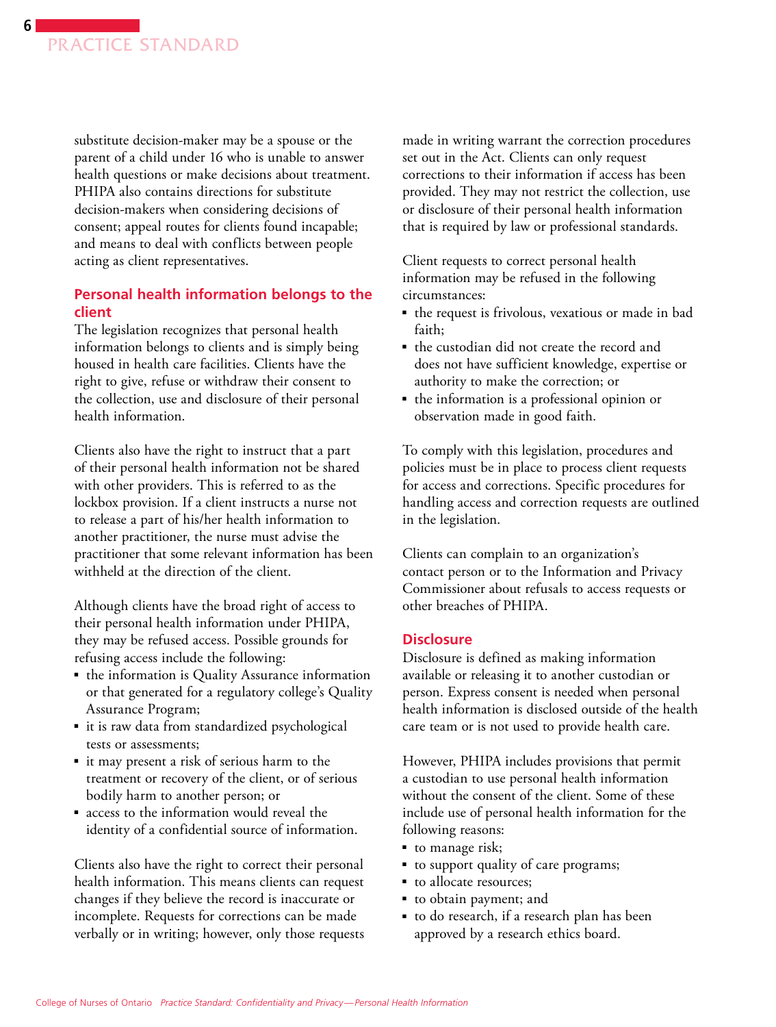substitute decision-maker may be a spouse or the parent of a child under 16 who is unable to answer health questions or make decisions about treatment. PHIPA also contains directions for substitute decision-makers when considering decisions of consent; appeal routes for clients found incapable; and means to deal with conflicts between people acting as client representatives.

### Personal health information belongs to the client

The legislation recognizes that personal health information belongs to clients and is simply being housed in health care facilities. Clients have the right to give, refuse or withdraw their consent to the collection, use and disclosure of their personal health information.

Clients also have the right to instruct that a part of their personal health information not be shared with other providers. This is referred to as the lockbox provision. If a client instructs a nurse not to release a part of his/her health information to another practitioner, the nurse must advise the practitioner that some relevant information has been withheld at the direction of the client.

Although clients have the broad right of access to their personal health information under PHIPA, they may be refused access. Possible grounds for refusing access include the following:

- the information is Quality Assurance information or that generated for a regulatory college's Quality Assurance Program;
- it is raw data from standardized psychological tests or assessments;
- it may present a risk of serious harm to the treatment or recovery of the client, or of serious bodily harm to another person; or
- access to the information would reveal the identity of a confidential source of information.

Clients also have the right to correct their personal health information. This means clients can request changes if they believe the record is inaccurate or incomplete. Requests for corrections can be made verbally or in writing; however, only those requests made in writing warrant the correction procedures set out in the Act. Clients can only request corrections to their information if access has been provided. They may not restrict the collection, use or disclosure of their personal health information that is required by law or professional standards.

Client requests to correct personal health information may be refused in the following circumstances:

- the request is frivolous, vexatious or made in bad faith;
- the custodian did not create the record and does not have sufficient knowledge, expertise or authority to make the correction; or
- the information is a professional opinion or observation made in good faith.

To comply with this legislation, procedures and policies must be in place to process client requests for access and corrections. Specific procedures for handling access and correction requests are outlined in the legislation.

Clients can complain to an organization's contact person or to the Information and Privacy Commissioner about refusals to access requests or other breaches of PHIPA.

### Disclosure

Disclosure is defined as making information available or releasing it to another custodian or person. Express consent is needed when personal health information is disclosed outside of the health care team or is not used to provide health care.

However, PHIPA includes provisions that permit a custodian to use personal health information without the consent of the client. Some of these include use of personal health information for the following reasons:

- to manage risk;
- to support quality of care programs;
- to allocate resources;
- to obtain payment; and
- to do research, if a research plan has been approved by a research ethics board.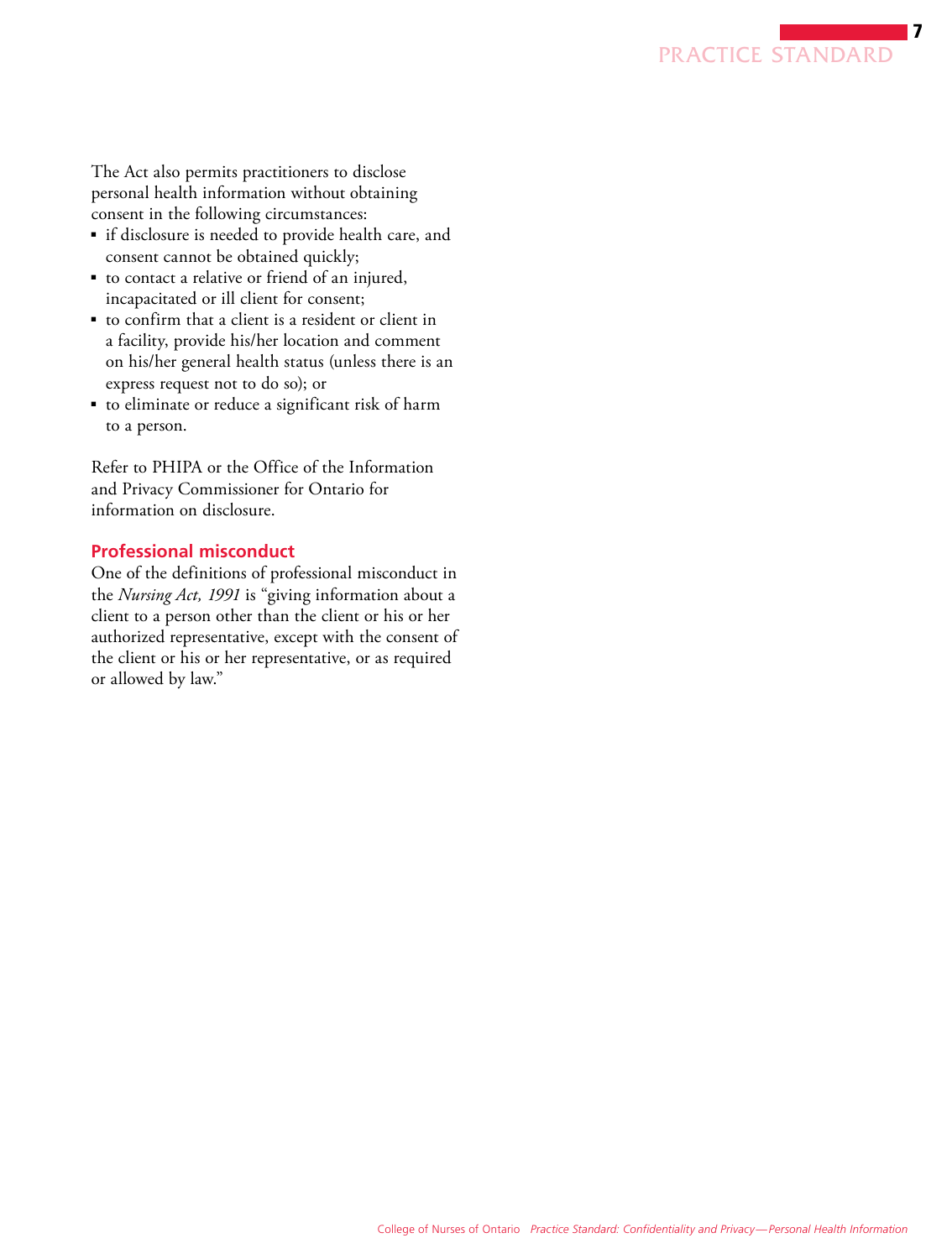The Act also permits practitioners to disclose personal health information without obtaining consent in the following circumstances:

- if disclosure is needed to provide health care, and consent cannot be obtained quickly;
- to contact a relative or friend of an injured, incapacitated or ill client for consent;
- to confirm that a client is a resident or client in a facility, provide his/her location and comment on his/her general health status (unless there is an express request not to do so); or
- to eliminate or reduce a significant risk of harm to a person.

Refer to PHIPA or the Office of the Information and Privacy Commissioner for Ontario for information on disclosure.

### Professional misconduct

One of the definitions of professional misconduct in the *Nursing Act, 1991* is "giving information about a client to a person other than the client or his or her authorized representative, except with the consent of the client or his or her representative, or as required or allowed by law."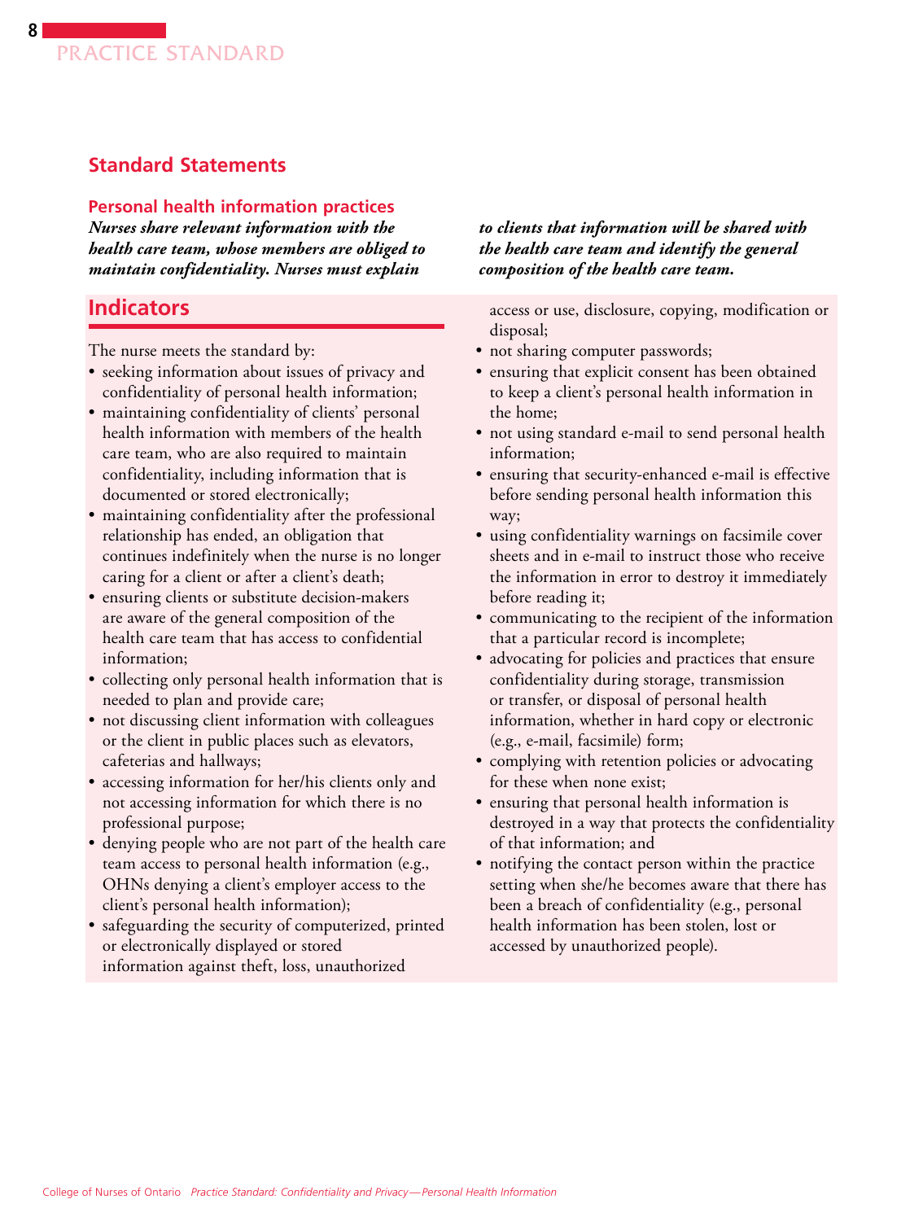## Standard Statements

### Personal health information practices

***Nurses share relevant information with the health care team, whose members are obliged to maintain confidentiality. Nurses must explain to clients that information will be shared with the health care team and identify the general composition of the health care team.***

## Indicators

The nurse meets the standard by:

- seeking information about issues of privacy and confidentiality of personal health information;
- maintaining confidentiality of clients' personal health information with members of the health care team, who are also required to maintain confidentiality, including information that is documented or stored electronically;
- maintaining confidentiality after the professional relationship has ended, an obligation that continues indefinitely when the nurse is no longer caring for a client or after a client's death;
- ensuring clients or substitute decision-makers are aware of the general composition of the health care team that has access to confidential information;
- collecting only personal health information that is needed to plan and provide care;
- not discussing client information with colleagues or the client in public places such as elevators, cafeterias and hallways;
- accessing information for her/his clients only and not accessing information for which there is no professional purpose;
- denying people who are not part of the health care team access to personal health information (e.g., OHNs denying a client's employer access to the client's personal health information);
- safeguarding the security of computerized, printed or electronically displayed or stored information against theft, loss, unauthorized access or use, disclosure, copying, modification or disposal;
- not sharing computer passwords;
- ensuring that explicit consent has been obtained to keep a client's personal health information in the home;
- not using standard e-mail to send personal health information;
- ensuring that security-enhanced e-mail is effective before sending personal health information this way;
- using confidentiality warnings on facsimile cover sheets and in e-mail to instruct those who receive the information in error to destroy it immediately before reading it;
- communicating to the recipient of the information that a particular record is incomplete;
- advocating for policies and practices that ensure confidentiality during storage, transmission or transfer, or disposal of personal health information, whether in hard copy or electronic (e.g., e-mail, facsimile) form;
- complying with retention policies or advocating for these when none exist;
- ensuring that personal health information is destroyed in a way that protects the confidentiality of that information; and
- notifying the contact person within the practice setting when she/he becomes aware that there has been a breach of confidentiality (e.g., personal health information has been stolen, lost or accessed by unauthorized people).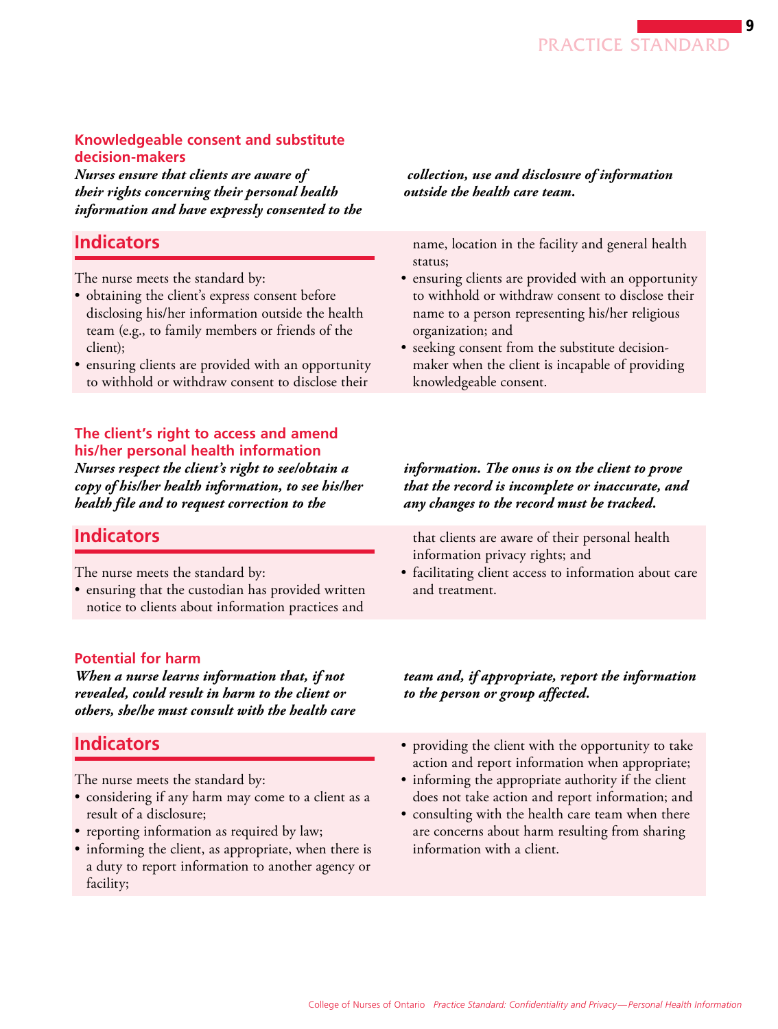### Knowledgeable consent and substitute decision-makers

***Nurses ensure that clients are aware of their rights concerning their personal health information and have expressly consented to the collection, use and disclosure of information outside the health care team.***

## Indicators

The nurse meets the standard by:

- obtaining the client's express consent before disclosing his/her information outside the health team (e.g., to family members or friends of the client);
- ensuring clients are provided with an opportunity to withhold or withdraw consent to disclose their name, location in the facility and general health status;
- ensuring clients are provided with an opportunity to withhold or withdraw consent to disclose their name to a person representing his/her religious organization; and
- seeking consent from the substitute decision-maker when the client is incapable of providing knowledgeable consent.

### The client's right to access and amend his/her personal health information

***Nurses respect the client's right to see/obtain a copy of his/her health information, to see his/her health file and to request correction to the information. The onus is on the client to prove that the record is incomplete or inaccurate, and any changes to the record must be tracked.***

## Indicators

The nurse meets the standard by:

- ensuring that the custodian has provided written notice to clients about information practices and that clients are aware of their personal health information privacy rights; and
- facilitating client access to information about care and treatment.

### Potential for harm

***When a nurse learns information that, if not revealed, could result in harm to the client or others, she/he must consult with the health care team and, if appropriate, report the information to the person or group affected.***

## Indicators

The nurse meets the standard by:

- considering if any harm may come to a client as a result of a disclosure;
- reporting information as required by law;
- informing the client, as appropriate, when there is a duty to report information to another agency or facility;
- providing the client with the opportunity to take action and report information when appropriate;
- informing the appropriate authority if the client does not take action and report information; and
- consulting with the health care team when there are concerns about harm resulting from sharing information with a client.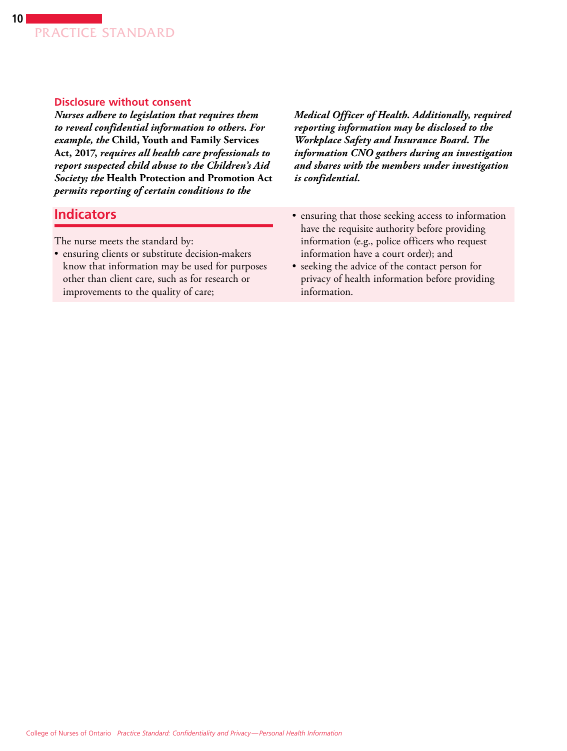### Disclosure without consent

***Nurses adhere to legislation that requires them to reveal confidential information to others. For example, the* Child, Youth and Family Services Act, 2017*, requires all health care professionals to report suspected child abuse to the Children's Aid Society; the* Health Protection and Promotion Act *permits reporting of certain conditions to the Medical Officer of Health. Additionally, required reporting information may be disclosed to the Workplace Safety and Insurance Board. The information CNO gathers during an investigation and shares with the members under investigation is confidential.***

## Indicators

The nurse meets the standard by:

- ensuring clients or substitute decision-makers know that information may be used for purposes other than client care, such as for research or improvements to the quality of care;
- ensuring that those seeking access to information have the requisite authority before providing information (e.g., police officers who request information have a court order); and
- seeking the advice of the contact person for privacy of health information before providing information.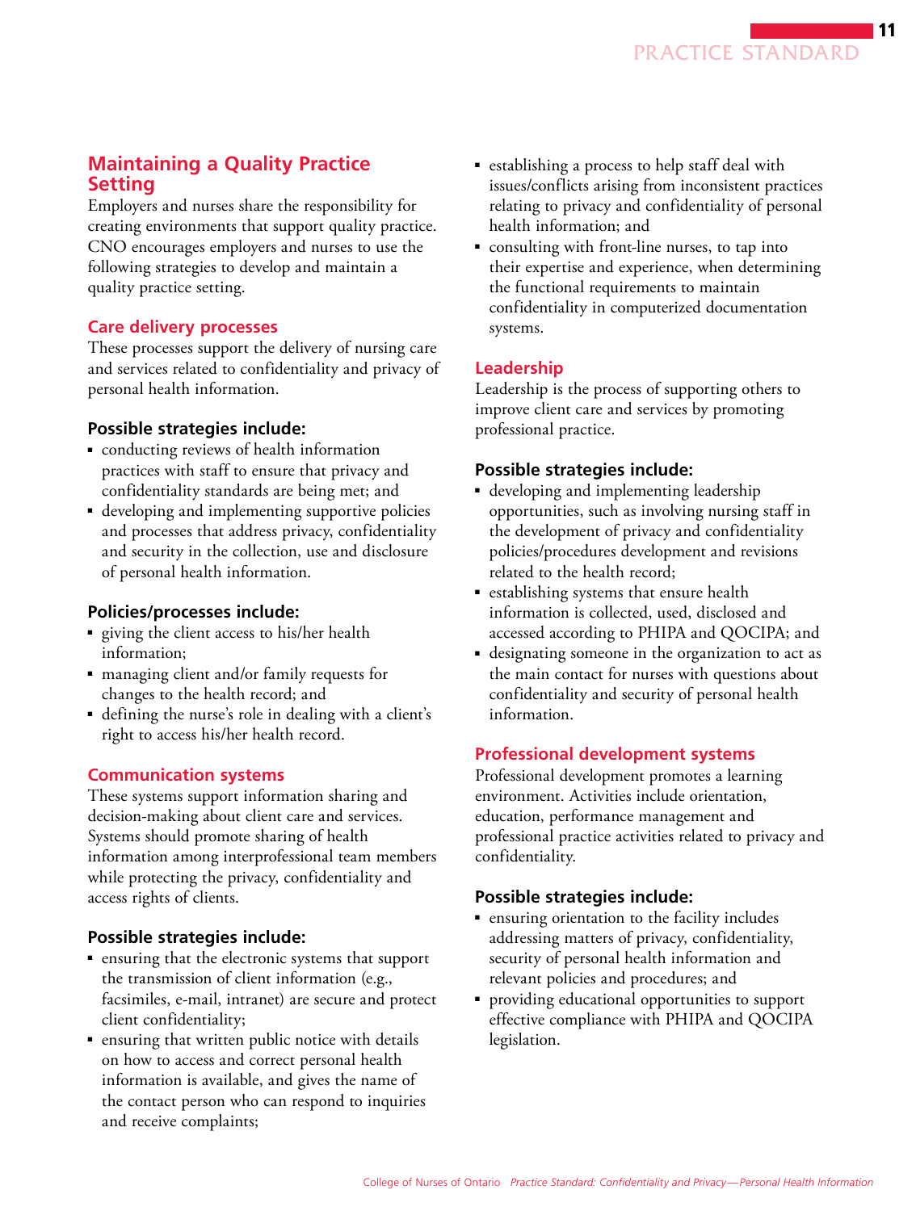## Maintaining a Quality Practice Setting

Employers and nurses share the responsibility for creating environments that support quality practice. CNO encourages employers and nurses to use the following strategies to develop and maintain a quality practice setting.

### Care delivery processes

These processes support the delivery of nursing care and services related to confidentiality and privacy of personal health information.

**Possible strategies include:**

- conducting reviews of health information practices with staff to ensure that privacy and confidentiality standards are being met; and
- developing and implementing supportive policies and processes that address privacy, confidentiality and security in the collection, use and disclosure of personal health information.

**Policies/processes include:**

- giving the client access to his/her health information;
- managing client and/or family requests for changes to the health record; and
- defining the nurse's role in dealing with a client's right to access his/her health record.

### Communication systems

These systems support information sharing and decision-making about client care and services. Systems should promote sharing of health information among interprofessional team members while protecting the privacy, confidentiality and access rights of clients.

**Possible strategies include:**

- ensuring that the electronic systems that support the transmission of client information (e.g., facsimiles, e-mail, intranet) are secure and protect client confidentiality;
- ensuring that written public notice with details on how to access and correct personal health information is available, and gives the name of the contact person who can respond to inquiries and receive complaints;
- establishing a process to help staff deal with issues/conflicts arising from inconsistent practices relating to privacy and confidentiality of personal health information; and
- consulting with front-line nurses, to tap into their expertise and experience, when determining the functional requirements to maintain confidentiality in computerized documentation systems.

### Leadership

Leadership is the process of supporting others to improve client care and services by promoting professional practice.

**Possible strategies include:**

- developing and implementing leadership opportunities, such as involving nursing staff in the development of privacy and confidentiality policies/procedures development and revisions related to the health record;
- establishing systems that ensure health information is collected, used, disclosed and accessed according to PHIPA and QOCIPA; and
- designating someone in the organization to act as the main contact for nurses with questions about confidentiality and security of personal health information.

### Professional development systems

Professional development promotes a learning environment. Activities include orientation, education, performance management and professional practice activities related to privacy and confidentiality.

**Possible strategies include:**

- ensuring orientation to the facility includes addressing matters of privacy, confidentiality, security of personal health information and relevant policies and procedures; and
- providing educational opportunities to support effective compliance with PHIPA and QOCIPA legislation.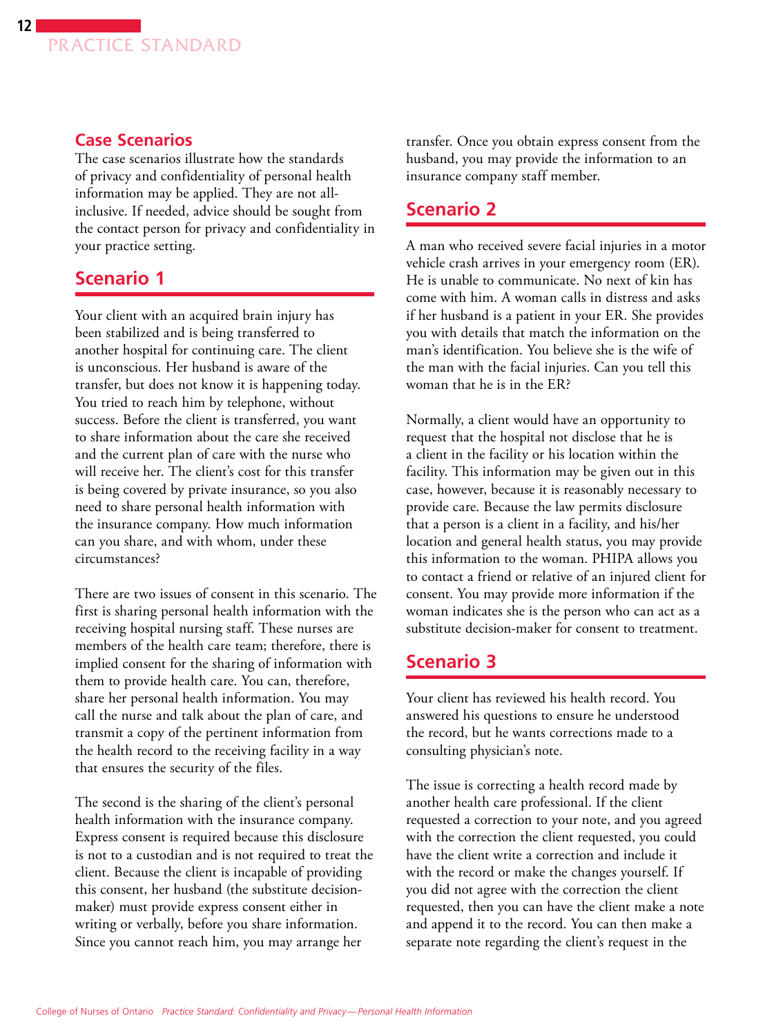## Case Scenarios

The case scenarios illustrate how the standards of privacy and confidentiality of personal health information may be applied. They are not all-inclusive. If needed, advice should be sought from the contact person for privacy and confidentiality in your practice setting.

## Scenario 1

Your client with an acquired brain injury has been stabilized and is being transferred to another hospital for continuing care. The client is unconscious. Her husband is aware of the transfer, but does not know it is happening today. You tried to reach him by telephone, without success. Before the client is transferred, you want to share information about the care she received and the current plan of care with the nurse who will receive her. The client's cost for this transfer is being covered by private insurance, so you also need to share personal health information with the insurance company. How much information can you share, and with whom, under these circumstances?

There are two issues of consent in this scenario. The first is sharing personal health information with the receiving hospital nursing staff. These nurses are members of the health care team; therefore, there is implied consent for the sharing of information with them to provide health care. You can, therefore, share her personal health information. You may call the nurse and talk about the plan of care, and transmit a copy of the pertinent information from the health record to the receiving facility in a way that ensures the security of the files.

The second is the sharing of the client's personal health information with the insurance company. Express consent is required because this disclosure is not to a custodian and is not required to treat the client. Because the client is incapable of providing this consent, her husband (the substitute decision-maker) must provide express consent either in writing or verbally, before you share information. Since you cannot reach him, you may arrange her transfer. Once you obtain express consent from the husband, you may provide the information to an insurance company staff member.

## Scenario 2

A man who received severe facial injuries in a motor vehicle crash arrives in your emergency room (ER). He is unable to communicate. No next of kin has come with him. A woman calls in distress and asks if her husband is a patient in your ER. She provides you with details that match the information on the man's identification. You believe she is the wife of the man with the facial injuries. Can you tell this woman that he is in the ER?

Normally, a client would have an opportunity to request that the hospital not disclose that he is a client in the facility or his location within the facility. This information may be given out in this case, however, because it is reasonably necessary to provide care. Because the law permits disclosure that a person is a client in a facility, and his/her location and general health status, you may provide this information to the woman. PHIPA allows you to contact a friend or relative of an injured client for consent. You may provide more information if the woman indicates she is the person who can act as a substitute decision-maker for consent to treatment.

## Scenario 3

Your client has reviewed his health record. You answered his questions to ensure he understood the record, but he wants corrections made to a consulting physician's note.

The issue is correcting a health record made by another health care professional. If the client requested a correction to your note, and you agreed with the correction the client requested, you could have the client write a correction and include it with the record or make the changes yourself. If you did not agree with the correction the client requested, then you can have the client make a note and append it to the record. You can then make a separate note regarding the client's request in the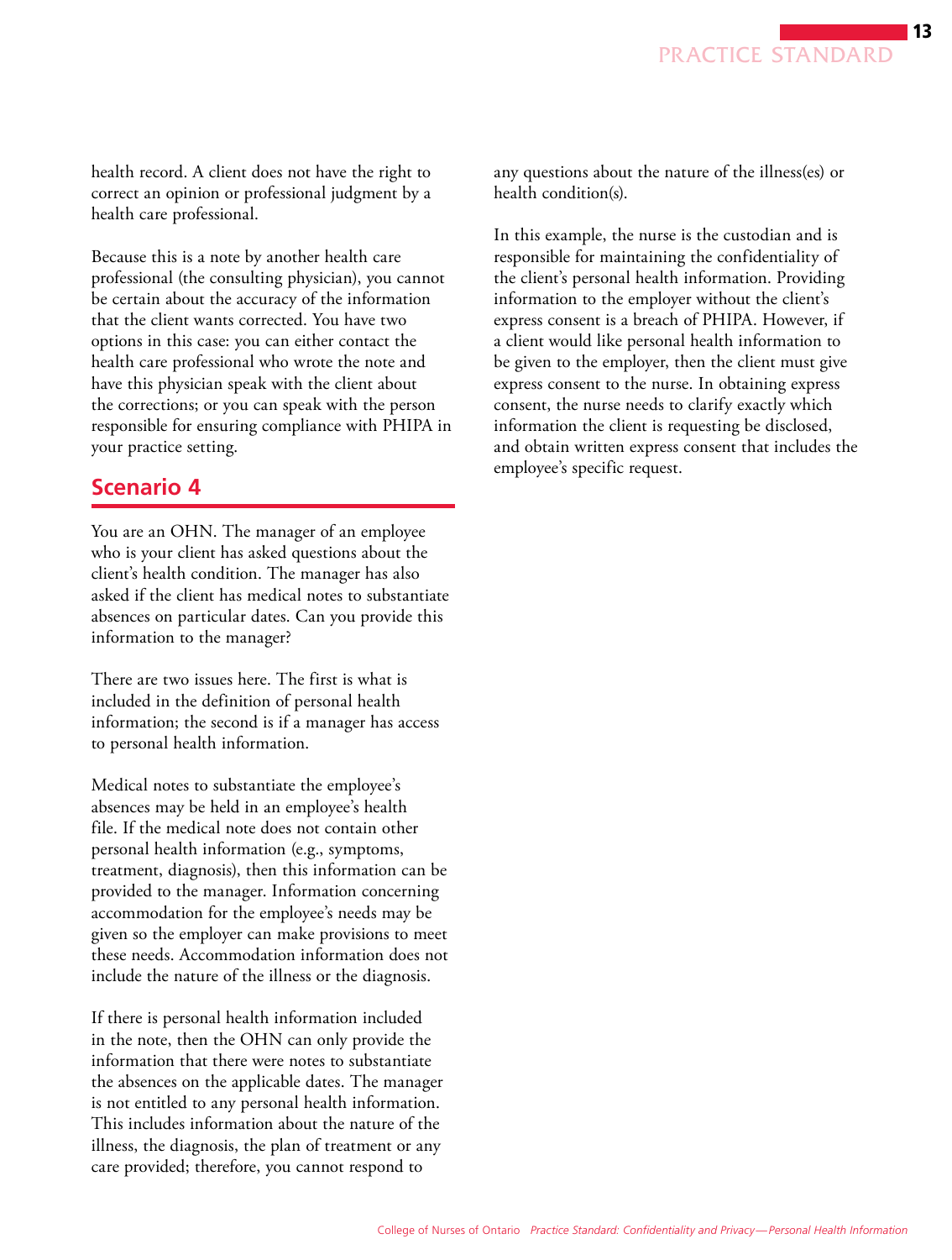health record. A client does not have the right to correct an opinion or professional judgment by a health care professional.

Because this is a note by another health care professional (the consulting physician), you cannot be certain about the accuracy of the information that the client wants corrected. You have two options in this case: you can either contact the health care professional who wrote the note and have this physician speak with the client about the corrections; or you can speak with the person responsible for ensuring compliance with PHIPA in your practice setting.

## Scenario 4

You are an OHN. The manager of an employee who is your client has asked questions about the client's health condition. The manager has also asked if the client has medical notes to substantiate absences on particular dates. Can you provide this information to the manager?

There are two issues here. The first is what is included in the definition of personal health information; the second is if a manager has access to personal health information.

Medical notes to substantiate the employee's absences may be held in an employee's health file. If the medical note does not contain other personal health information (e.g., symptoms, treatment, diagnosis), then this information can be provided to the manager. Information concerning accommodation for the employee's needs may be given so the employer can make provisions to meet these needs. Accommodation information does not include the nature of the illness or the diagnosis.

If there is personal health information included in the note, then the OHN can only provide the information that there were notes to substantiate the absences on the applicable dates. The manager is not entitled to any personal health information. This includes information about the nature of the illness, the diagnosis, the plan of treatment or any care provided; therefore, you cannot respond to any questions about the nature of the illness(es) or health condition(s).

In this example, the nurse is the custodian and is responsible for maintaining the confidentiality of the client's personal health information. Providing information to the employer without the client's express consent is a breach of PHIPA. However, if a client would like personal health information to be given to the employer, then the client must give express consent to the nurse. In obtaining express consent, the nurse needs to clarify exactly which information the client is requesting be disclosed, and obtain written express consent that includes the employee's specific request.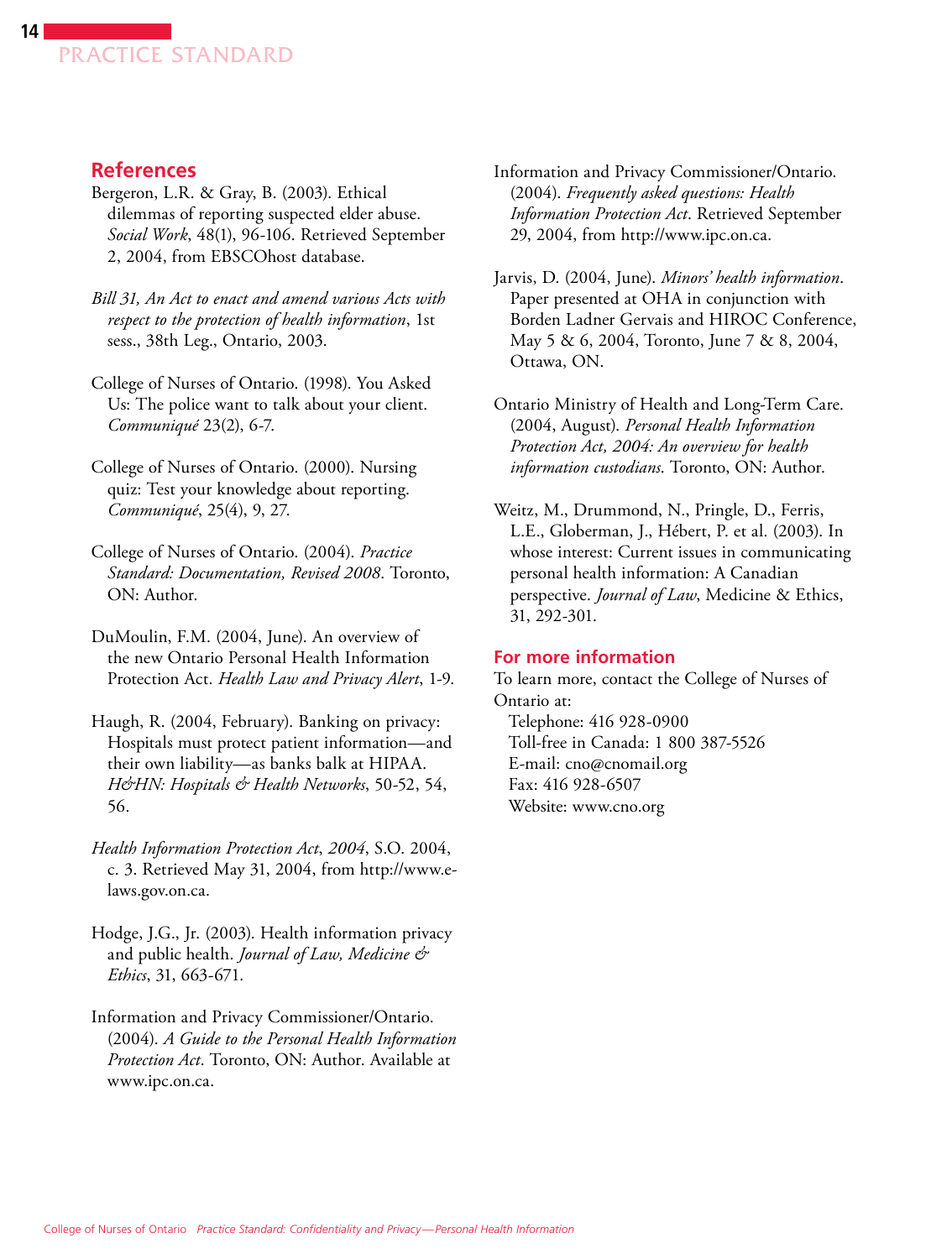## References

Bergeron, L.R. & Gray, B. (2003). Ethical dilemmas of reporting suspected elder abuse. *Social Work*, 48(1), 96-106. Retrieved September 2, 2004, from EBSCOhost database.

*Bill 31, An Act to enact and amend various Acts with respect to the protection of health information*, 1st sess., 38th Leg., Ontario, 2003.

College of Nurses of Ontario. (1998). You Asked Us: The police want to talk about your client. *Communiqué* 23(2), 6-7.

College of Nurses of Ontario. (2000). Nursing quiz: Test your knowledge about reporting. *Communiqué*, 25(4), 9, 27.

College of Nurses of Ontario. (2004). *Practice Standard: Documentation, Revised 2008*. Toronto, ON: Author.

DuMoulin, F.M. (2004, June). An overview of the new Ontario Personal Health Information Protection Act. *Health Law and Privacy Alert*, 1-9.

Haugh, R. (2004, February). Banking on privacy: Hospitals must protect patient information—and their own liability—as banks balk at HIPAA. *H&HN: Hospitals & Health Networks*, 50-52, 54, 56.

*Health Information Protection Act, 2004*, S.O. 2004, c. 3. Retrieved May 31, 2004, from http://www.e-laws.gov.on.ca.

Hodge, J.G., Jr. (2003). Health information privacy and public health. *Journal of Law, Medicine & Ethics*, 31, 663-671.

Information and Privacy Commissioner/Ontario. (2004). *A Guide to the Personal Health Information Protection Act*. Toronto, ON: Author. Available at www.ipc.on.ca.

Information and Privacy Commissioner/Ontario. (2004). *Frequently asked questions: Health Information Protection Act*. Retrieved September 29, 2004, from http://www.ipc.on.ca.

Jarvis, D. (2004, June). *Minors' health information*. Paper presented at OHA in conjunction with Borden Ladner Gervais and HIROC Conference, May 5 & 6, 2004, Toronto, June 7 & 8, 2004, Ottawa, ON.

Ontario Ministry of Health and Long-Term Care. (2004, August). *Personal Health Information Protection Act, 2004: An overview for health information custodians*. Toronto, ON: Author.

Weitz, M., Drummond, N., Pringle, D., Ferris, L.E., Globerman, J., Hébert, P. et al. (2003). In whose interest: Current issues in communicating personal health information: A Canadian perspective. *Journal of Law*, Medicine & Ethics, 31, 292-301.

## For more information

To learn more, contact the College of Nurses of Ontario at:

Telephone: 416 928-0900
Toll-free in Canada: 1 800 387-5526
E-mail: cno@cnomail.org
Fax: 416 928-6507
Website: www.cno.org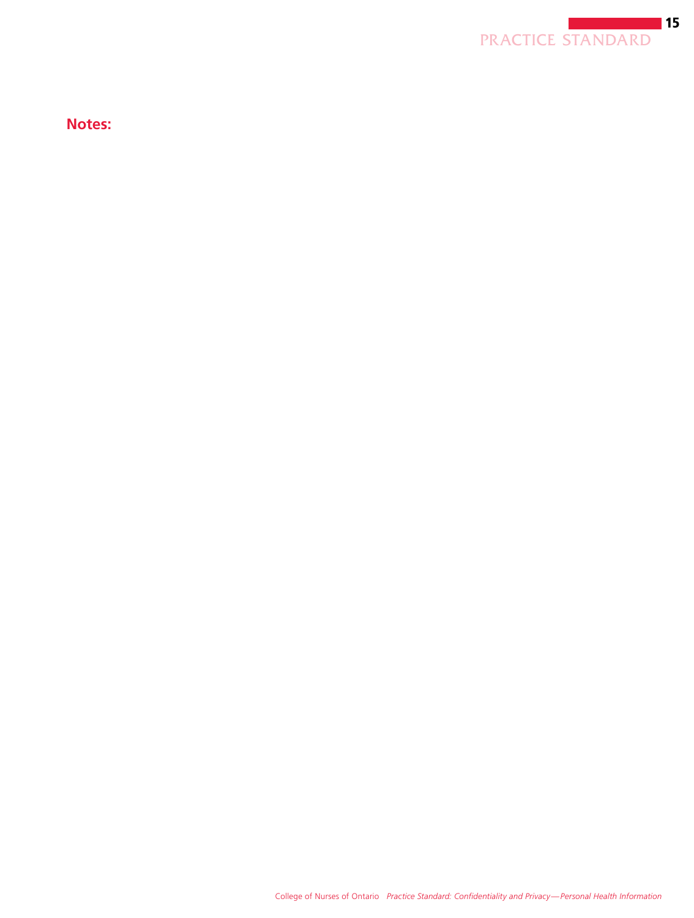**Notes:**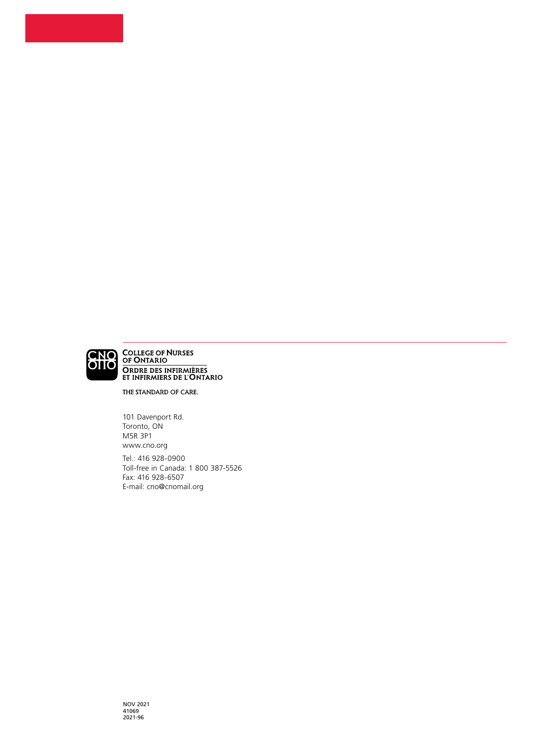COLLEGE OF NURSES OF ONTARIO

ORDRE DES INFIRMIÈRES ET INFIRMIERS DE L'ONTARIO

THE STANDARD OF CARE.

101 Davenport Rd.
Toronto, ON
M5R 3P1
www.cno.org

Tel.: 416 928-0900
Toll-free in Canada: 1 800 387-5526
Fax: 416 928-6507
E-mail: cno@cnomail.org

NOV 2021
41069
2021-96